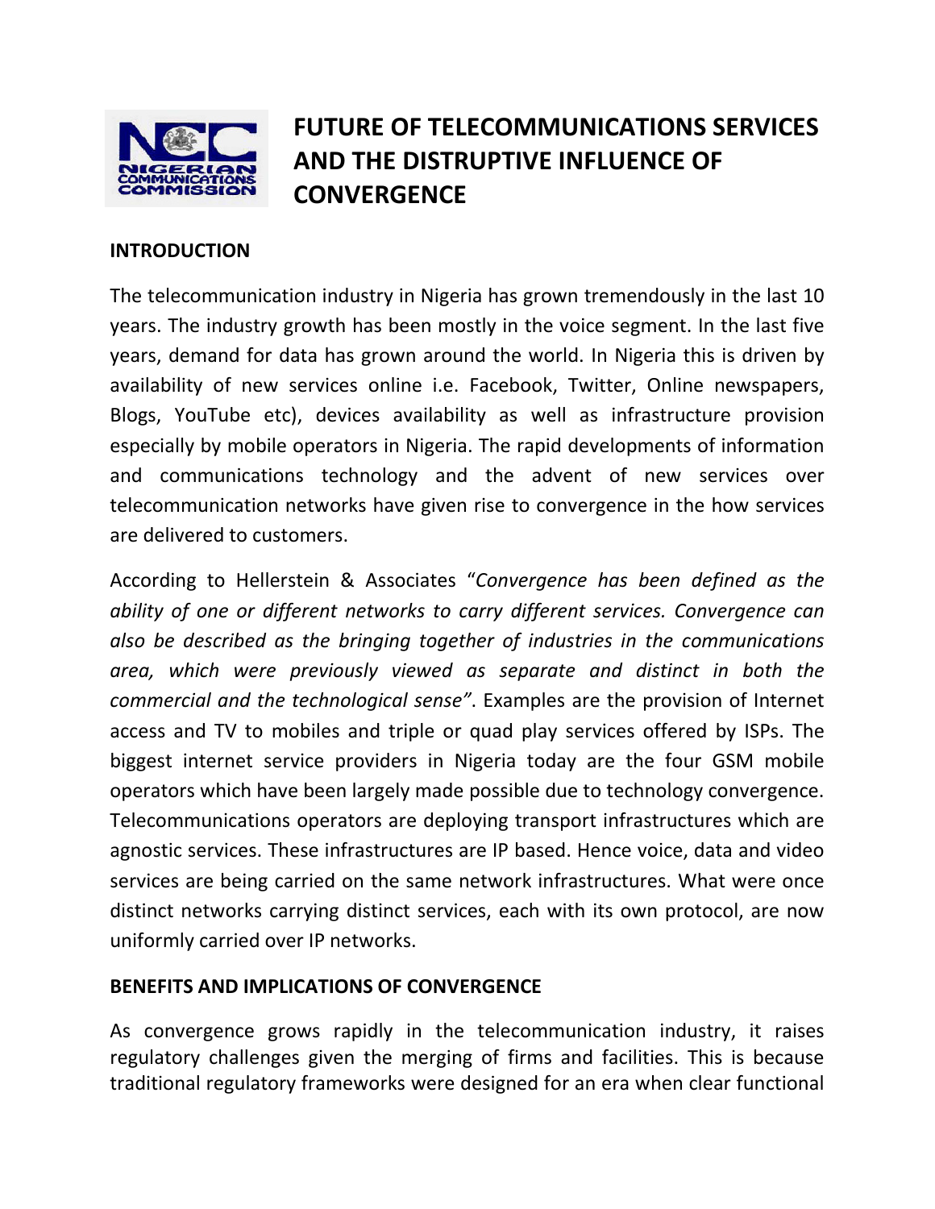# FUTURE OF TELECOMMUNICATIONS SERVICES AND THE DISTRUPTIVE INFLUENCE OF CONVERGENCE

## INTRODUCTION

The telecommunication industry in Nigeria has grown tremendously in the last 10 years. The industry growth has been mostly in the voice segment. In the last five years, demand for data has grown around the world. In Nigeria this is driven by availability of new services online i.e. Facebook, Twitter, Online newspapers, Blogs, YouTube etc), devices availability as well as infrastructure provision especially by mobile operators in Nigeria. The rapid developments of information and communications technology and the advent of new services over telecommunication networks have given rise to convergence in the how services are delivered to customers.

According to Hellerstein & Associates "*Convergence has been defined as the ability of one or different networks to carry different services. Convergence can also be described as the bringing together of industries in the communications area, which were previously viewed as separate and distinct in both the commercial and the technological sense"*. Examples are the provision of Internet access and TV to mobiles and triple or quad play services offered by ISPs. The biggest internet service providers in Nigeria today are the four GSM mobile operators which have been largely made possible due to technology convergence. Telecommunications operators are deploying transport infrastructures which are agnostic services. These infrastructures are IP based. Hence voice, data and video services are being carried on the same network infrastructures. What were once distinct networks carrying distinct services, each with its own protocol, are now uniformly carried over IP networks.

## BENEFITS AND IMPLICATIONS OF CONVERGENCE

As convergence grows rapidly in the telecommunication industry, it raises regulatory challenges given the merging of firms and facilities. This is because traditional regulatory frameworks were designed for an era when clear functional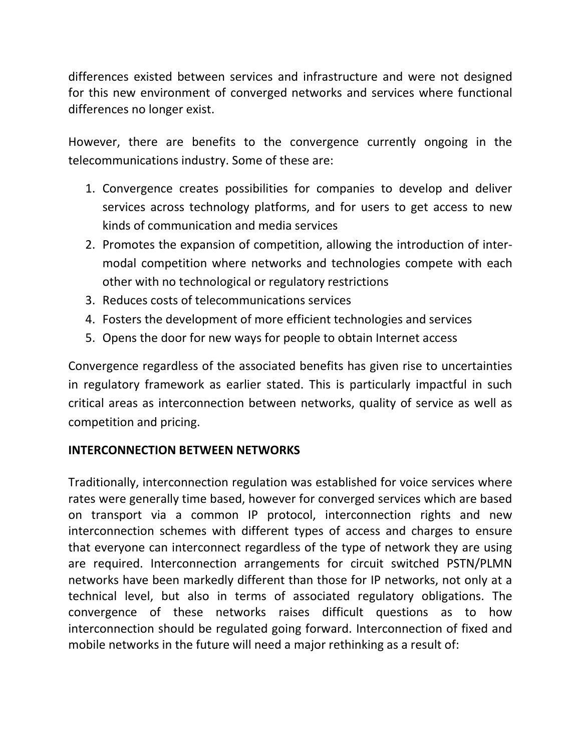differences existed between services and infrastructure and were not designed for this new environment of converged networks and services where functional differences no longer exist.

However, there are benefits to the convergence currently ongoing in the telecommunications industry. Some of these are:

1. Convergence creates possibilities for companies to develop and deliver services across technology platforms, and for users to get access to new kinds of communication and media services
2. Promotes the expansion of competition, allowing the introduction of inter-modal competition where networks and technologies compete with each other with no technological or regulatory restrictions
3. Reduces costs of telecommunications services
4. Fosters the development of more efficient technologies and services
5. Opens the door for new ways for people to obtain Internet access

Convergence regardless of the associated benefits has given rise to uncertainties in regulatory framework as earlier stated. This is particularly impactful in such critical areas as interconnection between networks, quality of service as well as competition and pricing.

**INTERCONNECTION BETWEEN NETWORKS**

Traditionally, interconnection regulation was established for voice services where rates were generally time based, however for converged services which are based on transport via a common IP protocol, interconnection rights and new interconnection schemes with different types of access and charges to ensure that everyone can interconnect regardless of the type of network they are using are required. Interconnection arrangements for circuit switched PSTN/PLMN networks have been markedly different than those for IP networks, not only at a technical level, but also in terms of associated regulatory obligations. The convergence of these networks raises difficult questions as to how interconnection should be regulated going forward. Interconnection of fixed and mobile networks in the future will need a major rethinking as a result of: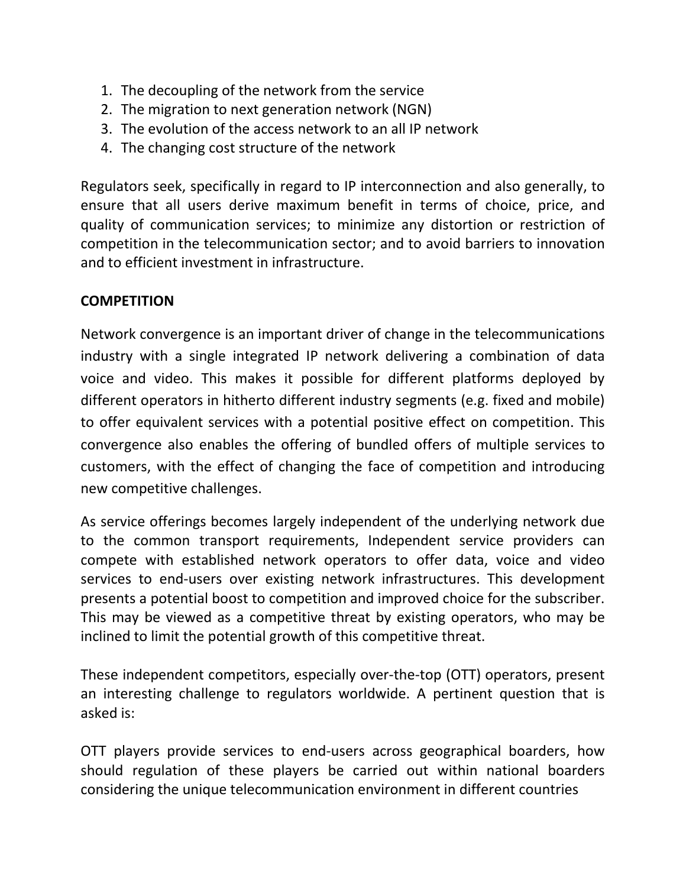1. The decoupling of the network from the service
2. The migration to next generation network (NGN)
3. The evolution of the access network to an all IP network
4. The changing cost structure of the network

Regulators seek, specifically in regard to IP interconnection and also generally, to ensure that all users derive maximum benefit in terms of choice, price, and quality of communication services; to minimize any distortion or restriction of competition in the telecommunication sector; and to avoid barriers to innovation and to efficient investment in infrastructure.

**COMPETITION**

Network convergence is an important driver of change in the telecommunications industry with a single integrated IP network delivering a combination of data voice and video. This makes it possible for different platforms deployed by different operators in hitherto different industry segments (e.g. fixed and mobile) to offer equivalent services with a potential positive effect on competition. This convergence also enables the offering of bundled offers of multiple services to customers, with the effect of changing the face of competition and introducing new competitive challenges.

As service offerings becomes largely independent of the underlying network due to the common transport requirements, Independent service providers can compete with established network operators to offer data, voice and video services to end-users over existing network infrastructures. This development presents a potential boost to competition and improved choice for the subscriber. This may be viewed as a competitive threat by existing operators, who may be inclined to limit the potential growth of this competitive threat.

These independent competitors, especially over-the-top (OTT) operators, present an interesting challenge to regulators worldwide. A pertinent question that is asked is:

OTT players provide services to end-users across geographical boarders, how should regulation of these players be carried out within national boarders considering the unique telecommunication environment in different countries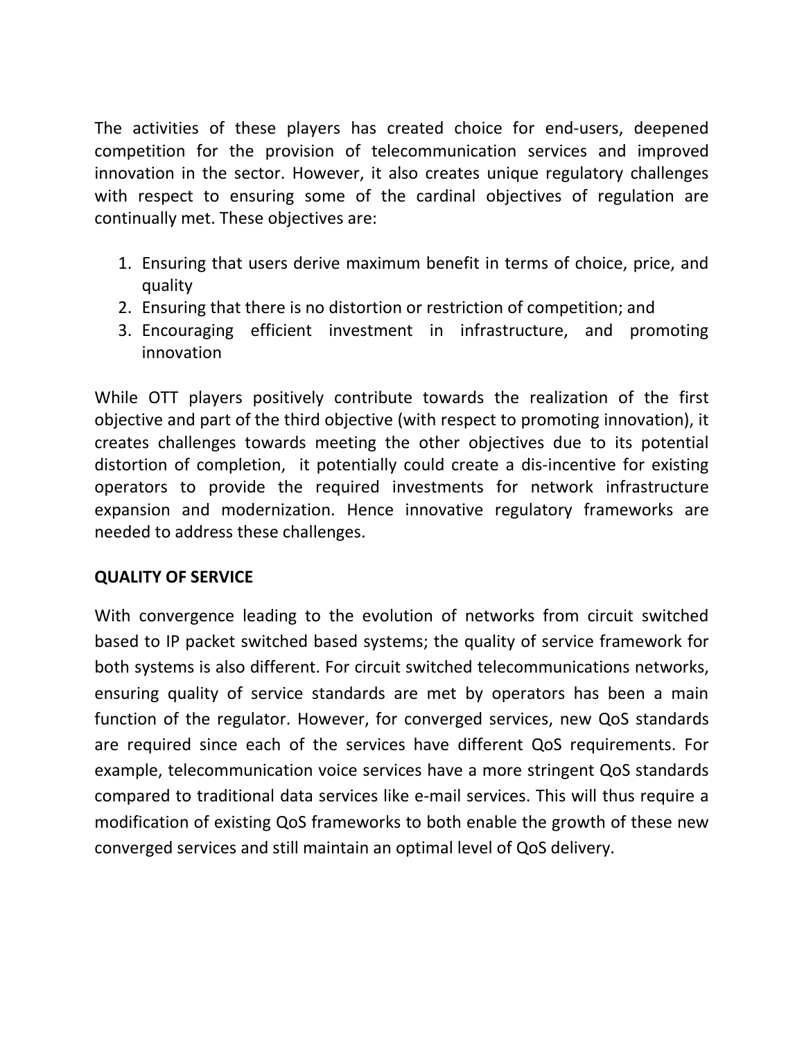The activities of these players has created choice for end-users, deepened competition for the provision of telecommunication services and improved innovation in the sector. However, it also creates unique regulatory challenges with respect to ensuring some of the cardinal objectives of regulation are continually met. These objectives are:

1. Ensuring that users derive maximum benefit in terms of choice, price, and quality
2. Ensuring that there is no distortion or restriction of competition; and
3. Encouraging efficient investment in infrastructure, and promoting innovation

While OTT players positively contribute towards the realization of the first objective and part of the third objective (with respect to promoting innovation), it creates challenges towards meeting the other objectives due to its potential distortion of completion, it potentially could create a dis-incentive for existing operators to provide the required investments for network infrastructure expansion and modernization. Hence innovative regulatory frameworks are needed to address these challenges.

**QUALITY OF SERVICE**

With convergence leading to the evolution of networks from circuit switched based to IP packet switched based systems; the quality of service framework for both systems is also different. For circuit switched telecommunications networks, ensuring quality of service standards are met by operators has been a main function of the regulator. However, for converged services, new QoS standards are required since each of the services have different QoS requirements. For example, telecommunication voice services have a more stringent QoS standards compared to traditional data services like e-mail services. This will thus require a modification of existing QoS frameworks to both enable the growth of these new converged services and still maintain an optimal level of QoS delivery.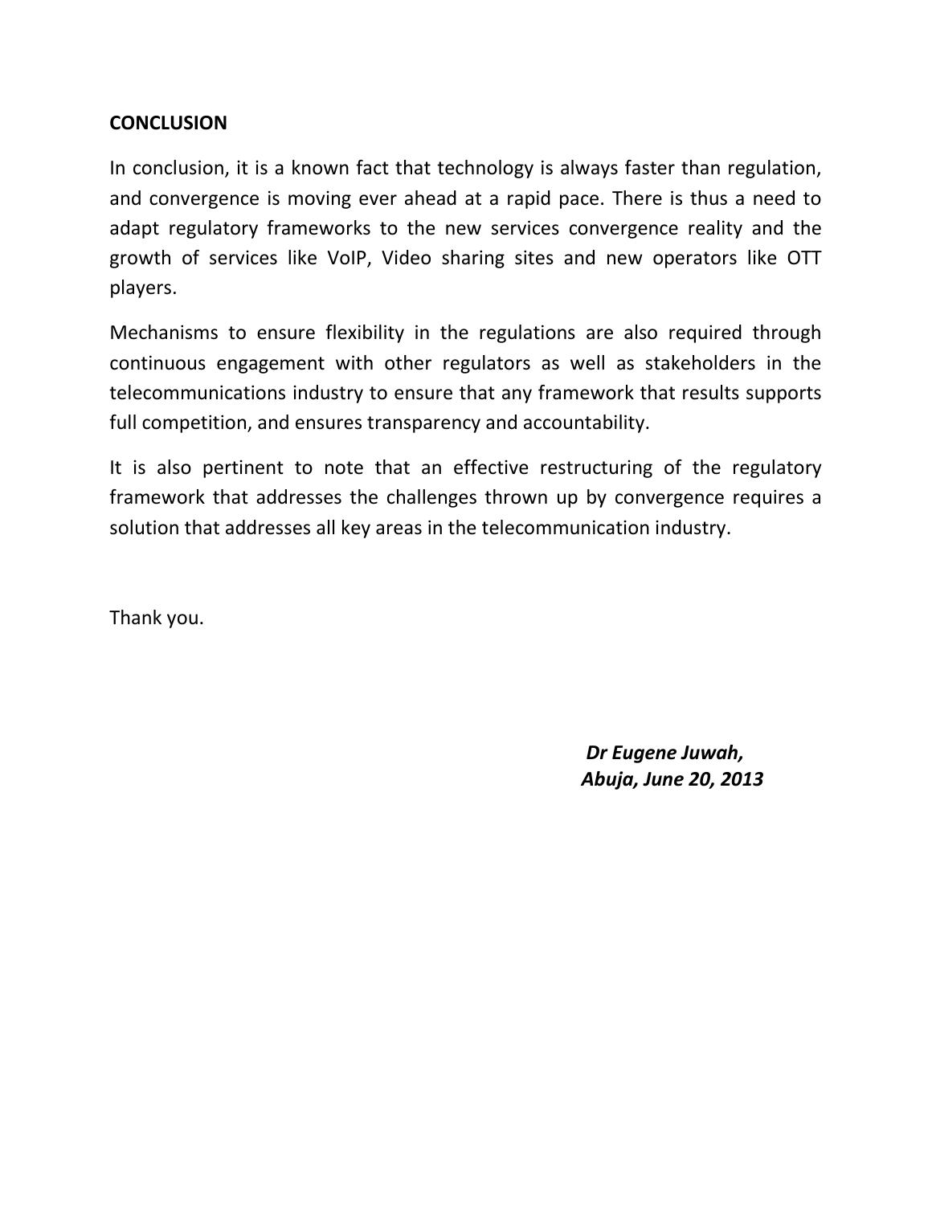**CONCLUSION**

In conclusion, it is a known fact that technology is always faster than regulation, and convergence is moving ever ahead at a rapid pace. There is thus a need to adapt regulatory frameworks to the new services convergence reality and the growth of services like VoIP, Video sharing sites and new operators like OTT players.

Mechanisms to ensure flexibility in the regulations are also required through continuous engagement with other regulators as well as stakeholders in the telecommunications industry to ensure that any framework that results supports full competition, and ensures transparency and accountability.

It is also pertinent to note that an effective restructuring of the regulatory framework that addresses the challenges thrown up by convergence requires a solution that addresses all key areas in the telecommunication industry.

Thank you.

***Dr Eugene Juwah,***
***Abuja, June 20, 2013***